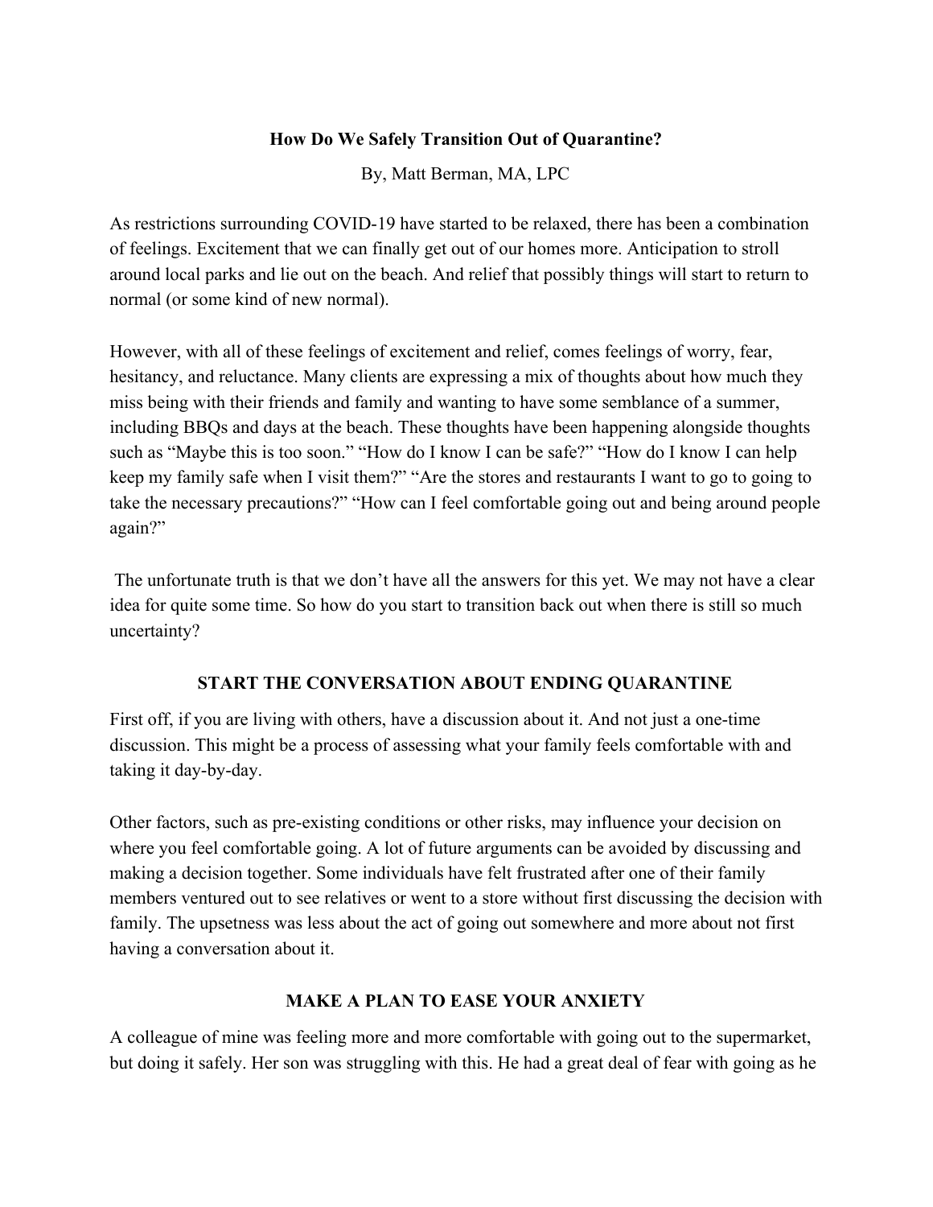# How Do We Safely Transition Out of Quarantine?

By, Matt Berman, MA, LPC

As restrictions surrounding COVID-19 have started to be relaxed, there has been a combination of feelings. Excitement that we can finally get out of our homes more. Anticipation to stroll around local parks and lie out on the beach. And relief that possibly things will start to return to normal (or some kind of new normal).

However, with all of these feelings of excitement and relief, comes feelings of worry, fear, hesitancy, and reluctance. Many clients are expressing a mix of thoughts about how much they miss being with their friends and family and wanting to have some semblance of a summer, including BBQs and days at the beach. These thoughts have been happening alongside thoughts such as "Maybe this is too soon." "How do I know I can be safe?" "How do I know I can help keep my family safe when I visit them?" "Are the stores and restaurants I want to go to going to take the necessary precautions?" "How can I feel comfortable going out and being around people again?"

The unfortunate truth is that we don't have all the answers for this yet. We may not have a clear idea for quite some time. So how do you start to transition back out when there is still so much uncertainty?

## START THE CONVERSATION ABOUT ENDING QUARANTINE

First off, if you are living with others, have a discussion about it. And not just a one-time discussion. This might be a process of assessing what your family feels comfortable with and taking it day-by-day.

Other factors, such as pre-existing conditions or other risks, may influence your decision on where you feel comfortable going. A lot of future arguments can be avoided by discussing and making a decision together. Some individuals have felt frustrated after one of their family members ventured out to see relatives or went to a store without first discussing the decision with family. The upsetness was less about the act of going out somewhere and more about not first having a conversation about it.

## MAKE A PLAN TO EASE YOUR ANXIETY

A colleague of mine was feeling more and more comfortable with going out to the supermarket, but doing it safely. Her son was struggling with this. He had a great deal of fear with going as he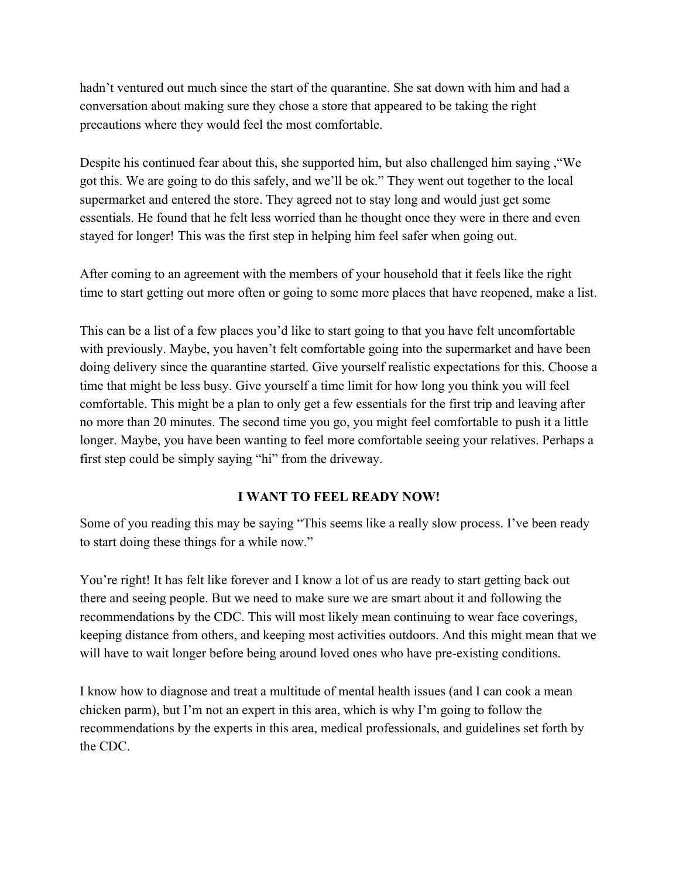hadn't ventured out much since the start of the quarantine. She sat down with him and had a conversation about making sure they chose a store that appeared to be taking the right precautions where they would feel the most comfortable.

Despite his continued fear about this, she supported him, but also challenged him saying ,"We got this. We are going to do this safely, and we'll be ok." They went out together to the local supermarket and entered the store. They agreed not to stay long and would just get some essentials. He found that he felt less worried than he thought once they were in there and even stayed for longer! This was the first step in helping him feel safer when going out.

After coming to an agreement with the members of your household that it feels like the right time to start getting out more often or going to some more places that have reopened, make a list.

This can be a list of a few places you'd like to start going to that you have felt uncomfortable with previously. Maybe, you haven't felt comfortable going into the supermarket and have been doing delivery since the quarantine started. Give yourself realistic expectations for this. Choose a time that might be less busy. Give yourself a time limit for how long you think you will feel comfortable. This might be a plan to only get a few essentials for the first trip and leaving after no more than 20 minutes. The second time you go, you might feel comfortable to push it a little longer. Maybe, you have been wanting to feel more comfortable seeing your relatives. Perhaps a first step could be simply saying "hi" from the driveway.

## I WANT TO FEEL READY NOW!

Some of you reading this may be saying "This seems like a really slow process. I've been ready to start doing these things for a while now."

You're right! It has felt like forever and I know a lot of us are ready to start getting back out there and seeing people. But we need to make sure we are smart about it and following the recommendations by the CDC. This will most likely mean continuing to wear face coverings, keeping distance from others, and keeping most activities outdoors. And this might mean that we will have to wait longer before being around loved ones who have pre-existing conditions.

I know how to diagnose and treat a multitude of mental health issues (and I can cook a mean chicken parm), but I'm not an expert in this area, which is why I'm going to follow the recommendations by the experts in this area, medical professionals, and guidelines set forth by the CDC.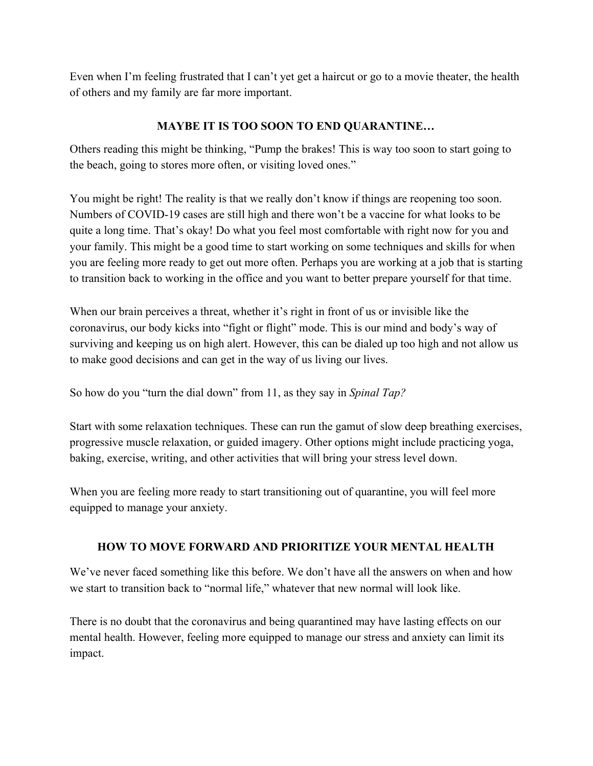Even when I'm feeling frustrated that I can't yet get a haircut or go to a movie theater, the health of others and my family are far more important.

## MAYBE IT IS TOO SOON TO END QUARANTINE…

Others reading this might be thinking, "Pump the brakes! This is way too soon to start going to the beach, going to stores more often, or visiting loved ones."

You might be right! The reality is that we really don't know if things are reopening too soon. Numbers of COVID-19 cases are still high and there won't be a vaccine for what looks to be quite a long time. That's okay! Do what you feel most comfortable with right now for you and your family. This might be a good time to start working on some techniques and skills for when you are feeling more ready to get out more often. Perhaps you are working at a job that is starting to transition back to working in the office and you want to better prepare yourself for that time.

When our brain perceives a threat, whether it's right in front of us or invisible like the coronavirus, our body kicks into "fight or flight" mode. This is our mind and body's way of surviving and keeping us on high alert. However, this can be dialed up too high and not allow us to make good decisions and can get in the way of us living our lives.

So how do you "turn the dial down" from 11, as they say in *Spinal Tap?*

Start with some relaxation techniques. These can run the gamut of slow deep breathing exercises, progressive muscle relaxation, or guided imagery. Other options might include practicing yoga, baking, exercise, writing, and other activities that will bring your stress level down.

When you are feeling more ready to start transitioning out of quarantine, you will feel more equipped to manage your anxiety.

## HOW TO MOVE FORWARD AND PRIORITIZE YOUR MENTAL HEALTH

We've never faced something like this before. We don't have all the answers on when and how we start to transition back to "normal life," whatever that new normal will look like.

There is no doubt that the coronavirus and being quarantined may have lasting effects on our mental health. However, feeling more equipped to manage our stress and anxiety can limit its impact.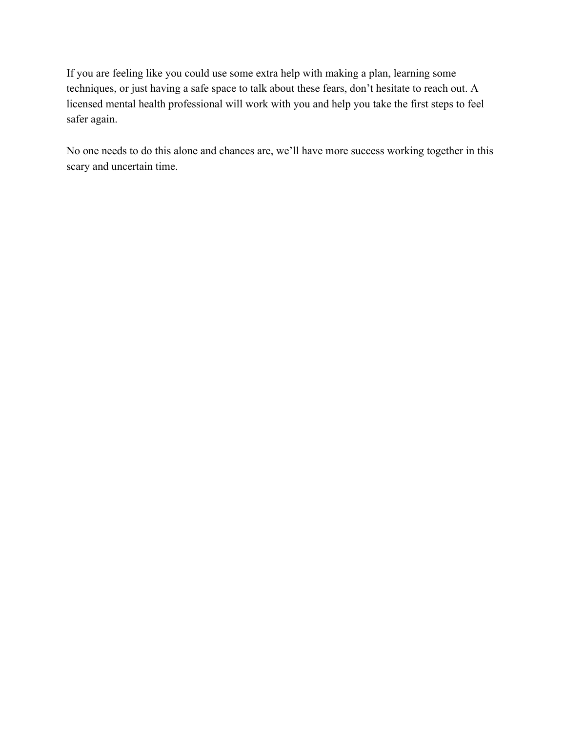If you are feeling like you could use some extra help with making a plan, learning some techniques, or just having a safe space to talk about these fears, don't hesitate to reach out. A licensed mental health professional will work with you and help you take the first steps to feel safer again.

No one needs to do this alone and chances are, we'll have more success working together in this scary and uncertain time.